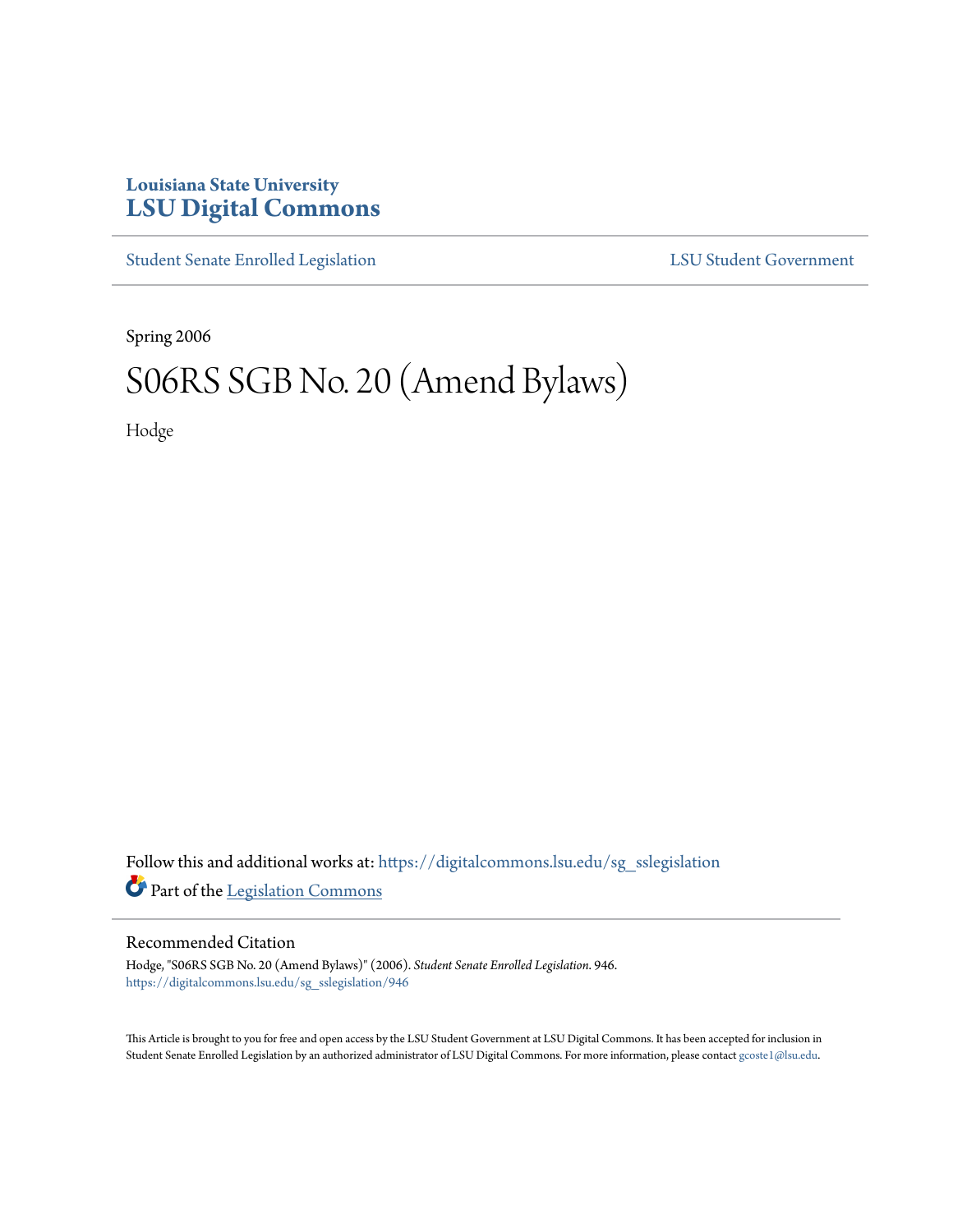Louisiana State University
**LSU Digital Commons**

Student Senate Enrolled Legislation — LSU Student Government

Spring 2006

# S06RS SGB No. 20 (Amend Bylaws)

Hodge

Follow this and additional works at: https://digitalcommons.lsu.edu/sg_sslegislation

Part of the Legislation Commons

## Recommended Citation

Hodge, "S06RS SGB No. 20 (Amend Bylaws)" (2006). *Student Senate Enrolled Legislation*. 946.
https://digitalcommons.lsu.edu/sg_sslegislation/946

This Article is brought to you for free and open access by the LSU Student Government at LSU Digital Commons. It has been accepted for inclusion in Student Senate Enrolled Legislation by an authorized administrator of LSU Digital Commons. For more information, please contact gcoste1@lsu.edu.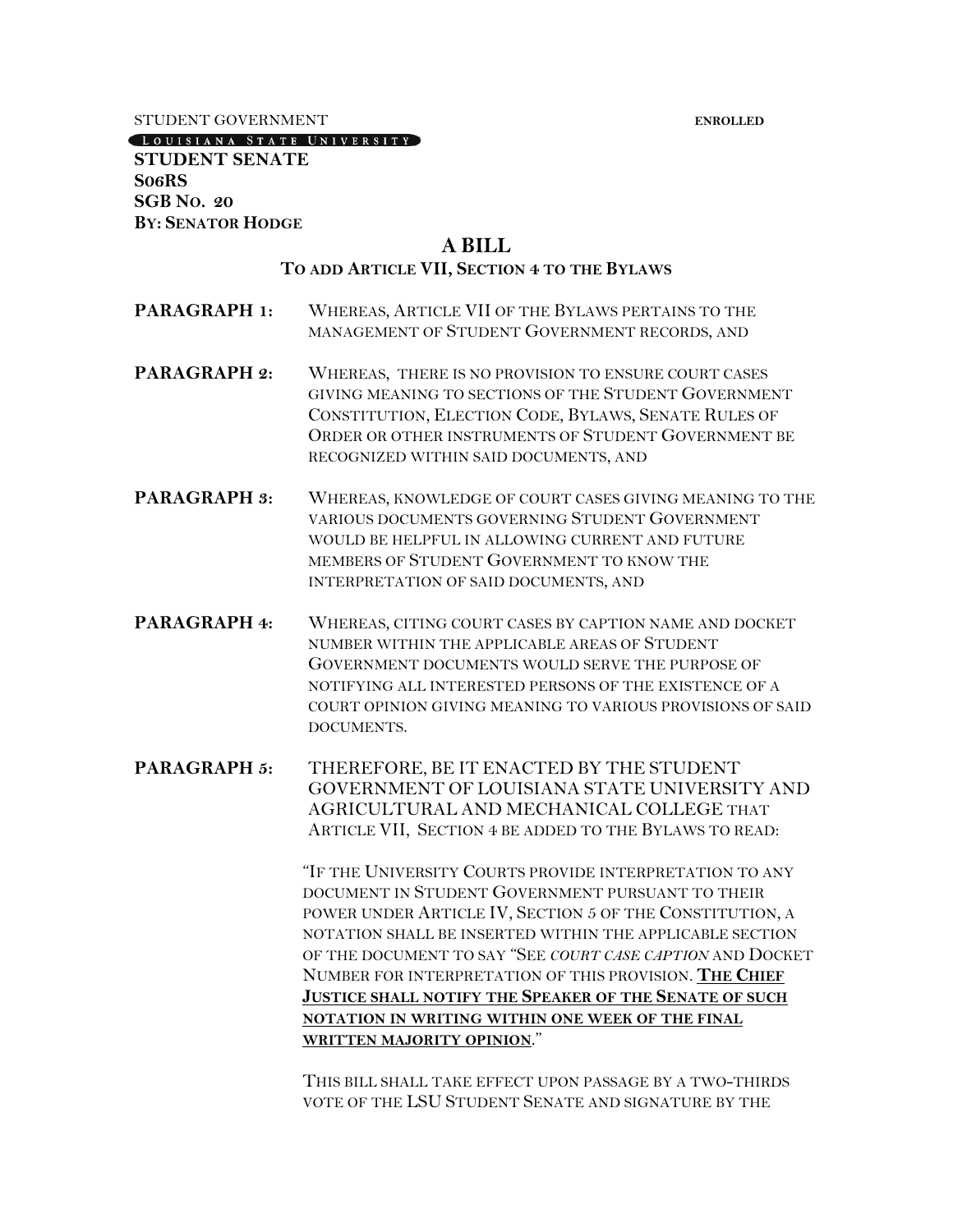STUDENT GOVERNMENT **ENROLLED**

LOUISIANA STATE UNIVERSITY

**STUDENT SENATE**
**S06RS**
**SGB NO. 20**
**BY: SENATOR HODGE**

# A BILL

## TO ADD ARTICLE VII, SECTION 4 TO THE BYLAWS

**PARAGRAPH 1:** WHEREAS, ARTICLE VII OF THE BYLAWS PERTAINS TO THE MANAGEMENT OF STUDENT GOVERNMENT RECORDS, AND

**PARAGRAPH 2:** WHEREAS, THERE IS NO PROVISION TO ENSURE COURT CASES GIVING MEANING TO SECTIONS OF THE STUDENT GOVERNMENT CONSTITUTION, ELECTION CODE, BYLAWS, SENATE RULES OF ORDER OR OTHER INSTRUMENTS OF STUDENT GOVERNMENT BE RECOGNIZED WITHIN SAID DOCUMENTS, AND

**PARAGRAPH 3:** WHEREAS, KNOWLEDGE OF COURT CASES GIVING MEANING TO THE VARIOUS DOCUMENTS GOVERNING STUDENT GOVERNMENT WOULD BE HELPFUL IN ALLOWING CURRENT AND FUTURE MEMBERS OF STUDENT GOVERNMENT TO KNOW THE INTERPRETATION OF SAID DOCUMENTS, AND

**PARAGRAPH 4:** WHEREAS, CITING COURT CASES BY CAPTION NAME AND DOCKET NUMBER WITHIN THE APPLICABLE AREAS OF STUDENT GOVERNMENT DOCUMENTS WOULD SERVE THE PURPOSE OF NOTIFYING ALL INTERESTED PERSONS OF THE EXISTENCE OF A COURT OPINION GIVING MEANING TO VARIOUS PROVISIONS OF SAID DOCUMENTS.

**PARAGRAPH 5:** THEREFORE, BE IT ENACTED BY THE STUDENT GOVERNMENT OF LOUISIANA STATE UNIVERSITY AND AGRICULTURAL AND MECHANICAL COLLEGE THAT ARTICLE VII, SECTION 4 BE ADDED TO THE BYLAWS TO READ:

"IF THE UNIVERSITY COURTS PROVIDE INTERPRETATION TO ANY DOCUMENT IN STUDENT GOVERNMENT PURSUANT TO THEIR POWER UNDER ARTICLE IV, SECTION 5 OF THE CONSTITUTION, A NOTATION SHALL BE INSERTED WITHIN THE APPLICABLE SECTION OF THE DOCUMENT TO SAY "SEE *COURT CASE CAPTION* AND DOCKET NUMBER FOR INTERPRETATION OF THIS PROVISION. **<u>THE CHIEF JUSTICE SHALL NOTIFY THE SPEAKER OF THE SENATE OF SUCH NOTATION IN WRITING WITHIN ONE WEEK OF THE FINAL WRITTEN MAJORITY OPINION</u>**."

THIS BILL SHALL TAKE EFFECT UPON PASSAGE BY A TWO-THIRDS VOTE OF THE LSU STUDENT SENATE AND SIGNATURE BY THE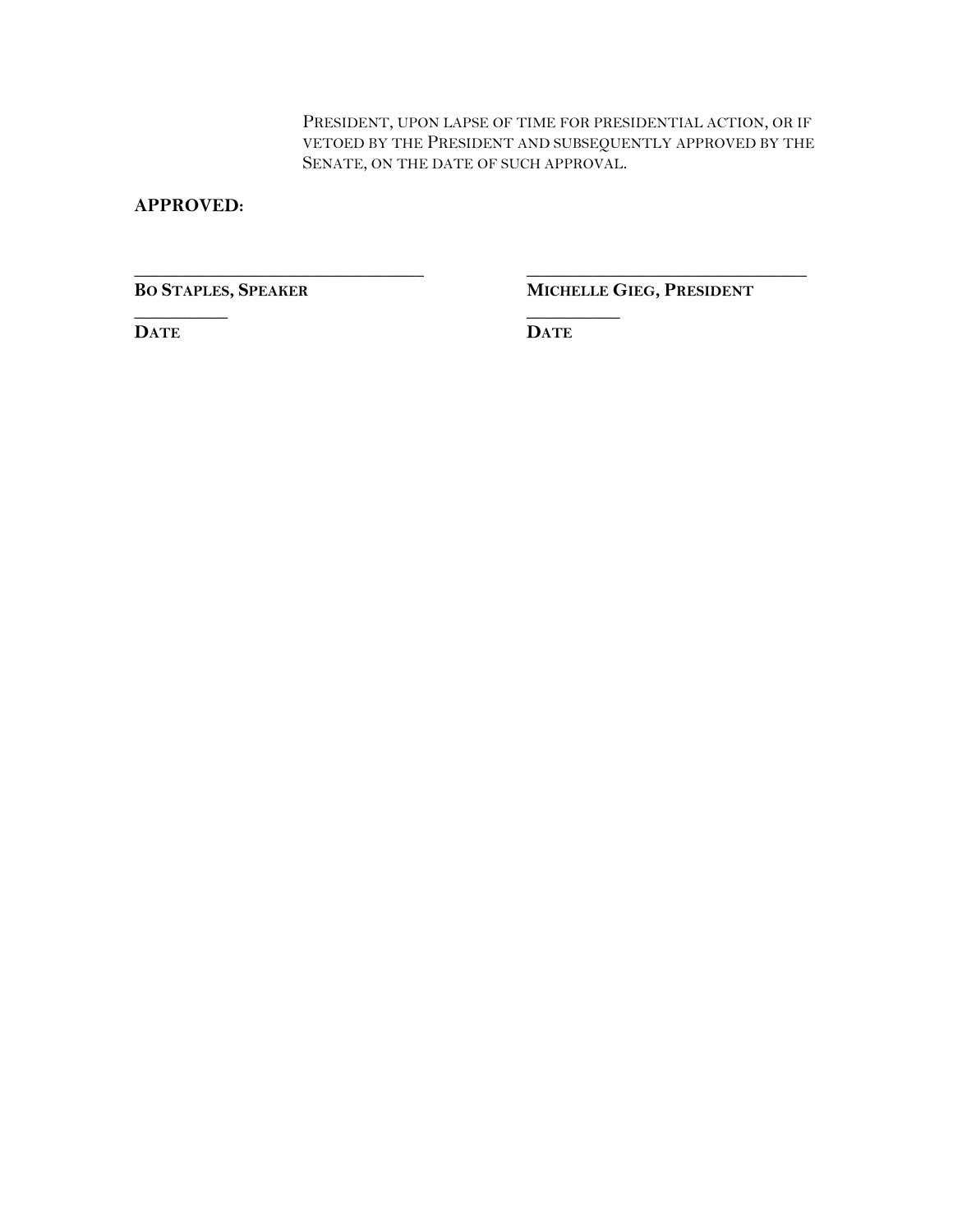President, upon lapse of time for presidential action, or if vetoed by the President and subsequently approved by the Senate, on the date of such approval.

**APPROVED:**

______________________________
**Bo Staples, Speaker**

__________
**Date**

______________________________
**Michelle Gieg, President**

__________
**Date**